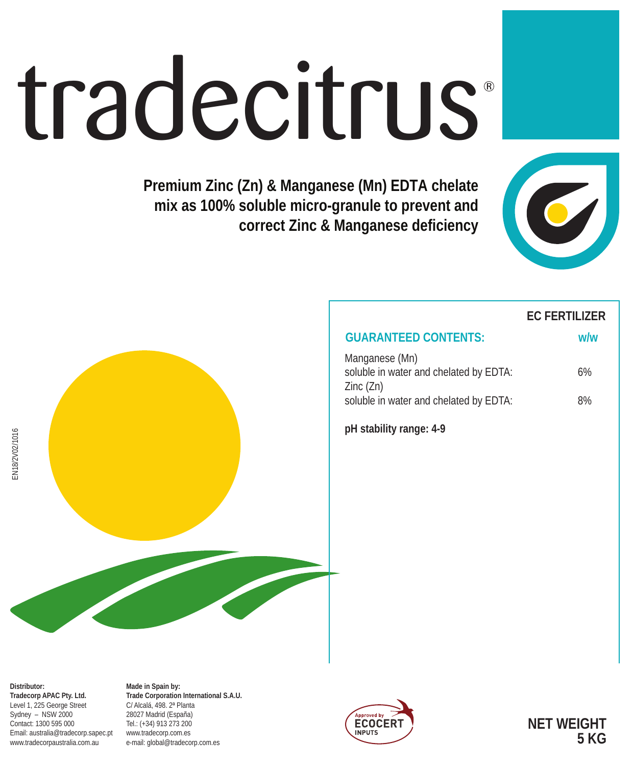# tradecitrus®

**Premium Zinc (Zn) & Manganese (Mn) EDTA chelate mix as 100% soluble micro-granule to prevent and correct Zinc & Manganese deficiency**

EN18/2V02/1016

**EC FERTILIZER**

| GUARANTEED CONTENTS: | w/w |
|---|---|
| Manganese (Mn) soluble in water and chelated by EDTA: | 6% |
| Zinc (Zn) soluble in water and chelated by EDTA: | 8% |

**pH stability range: 4-9**

**Distributor:**
**Tradecorp APAC Pty. Ltd.**
Level 1, 225 George Street
Sydney – NSW 2000
Contact: 1300 595 000
Email: australia@tradecorp.sapec.pt
www.tradecorpaustralia.com.au

**Made in Spain by:**
**Trade Corporation International S.A.U.**
C/ Alcalá, 498. 2ª Planta
28027 Madrid (España)
Tel.: (+34) 913 273 200
www.tradecorp.com.es
e-mail: global@tradecorp.com.es

Approved by ECOCERT INPUTS

**NET WEIGHT 5 KG**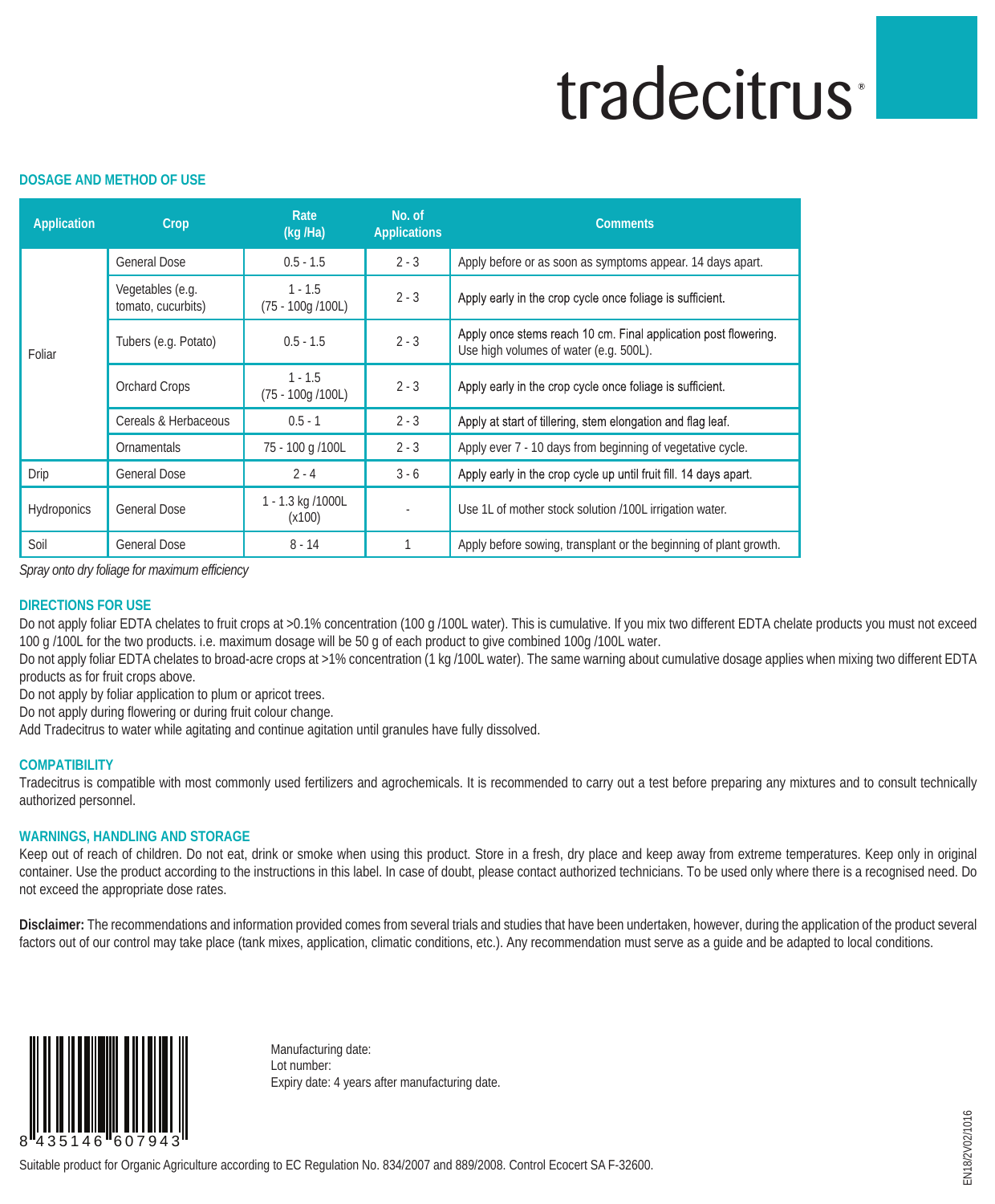# tradecitrus®

## DOSAGE AND METHOD OF USE

| Application | Crop | Rate (kg /Ha) | No. of Applications | Comments |
|---|---|---|---|---|
| Foliar | General Dose | 0.5 - 1.5 | 2 - 3 | Apply before or as soon as symptoms appear. 14 days apart. |
| | Vegetables (e.g. tomato, cucurbits) | 1 - 1.5 (75 - 100g /100L) | 2 - 3 | Apply early in the crop cycle once foliage is sufficient. |
| | Tubers (e.g. Potato) | 0.5 - 1.5 | 2 - 3 | Apply once stems reach 10 cm. Final application post flowering. Use high volumes of water (e.g. 500L). |
| | Orchard Crops | 1 - 1.5 (75 - 100g /100L) | 2 - 3 | Apply early in the crop cycle once foliage is sufficient. |
| | Cereals & Herbaceous | 0.5 - 1 | 2 - 3 | Apply at start of tillering, stem elongation and flag leaf. |
| | Ornamentals | 75 - 100 g /100L | 2 - 3 | Apply ever 7 - 10 days from beginning of vegetative cycle. |
| Drip | General Dose | 2 - 4 | 3 - 6 | Apply early in the crop cycle up until fruit fill. 14 days apart. |
| Hydroponics | General Dose | 1 - 1.3 kg /1000L (x100) | - | Use 1L of mother stock solution /100L irrigation water. |
| Soil | General Dose | 8 - 14 | 1 | Apply before sowing, transplant or the beginning of plant growth. |

*Spray onto dry foliage for maximum efficiency*

## DIRECTIONS FOR USE

Do not apply foliar EDTA chelates to fruit crops at >0.1% concentration (100 g /100L water). This is cumulative. If you mix two different EDTA chelate products you must not exceed 100 g /100L for the two products. i.e. maximum dosage will be 50 g of each product to give combined 100g /100L water.

Do not apply foliar EDTA chelates to broad-acre crops at >1% concentration (1 kg /100L water). The same warning about cumulative dosage applies when mixing two different EDTA products as for fruit crops above.

Do not apply by foliar application to plum or apricot trees.

Do not apply during flowering or during fruit colour change.

Add Tradecitrus to water while agitating and continue agitation until granules have fully dissolved.

## COMPATIBILITY

Tradecitrus is compatible with most commonly used fertilizers and agrochemicals. It is recommended to carry out a test before preparing any mixtures and to consult technically authorized personnel.

## WARNINGS, HANDLING AND STORAGE

Keep out of reach of children. Do not eat, drink or smoke when using this product. Store in a fresh, dry place and keep away from extreme temperatures. Keep only in original container. Use the product according to the instructions in this label. In case of doubt, please contact authorized technicians. To be used only where there is a recognised need. Do not exceed the appropriate dose rates.

**Disclaimer:** The recommendations and information provided comes from several trials and studies that have been undertaken, however, during the application of the product several factors out of our control may take place (tank mixes, application, climatic conditions, etc.). Any recommendation must serve as a guide and be adapted to local conditions.

8 435146 607943

Manufacturing date:
Lot number:
Expiry date: 4 years after manufacturing date.

Suitable product for Organic Agriculture according to EC Regulation No. 834/2007 and 889/2008. Control Ecocert SA F-32600.

EN18/2V02/1016